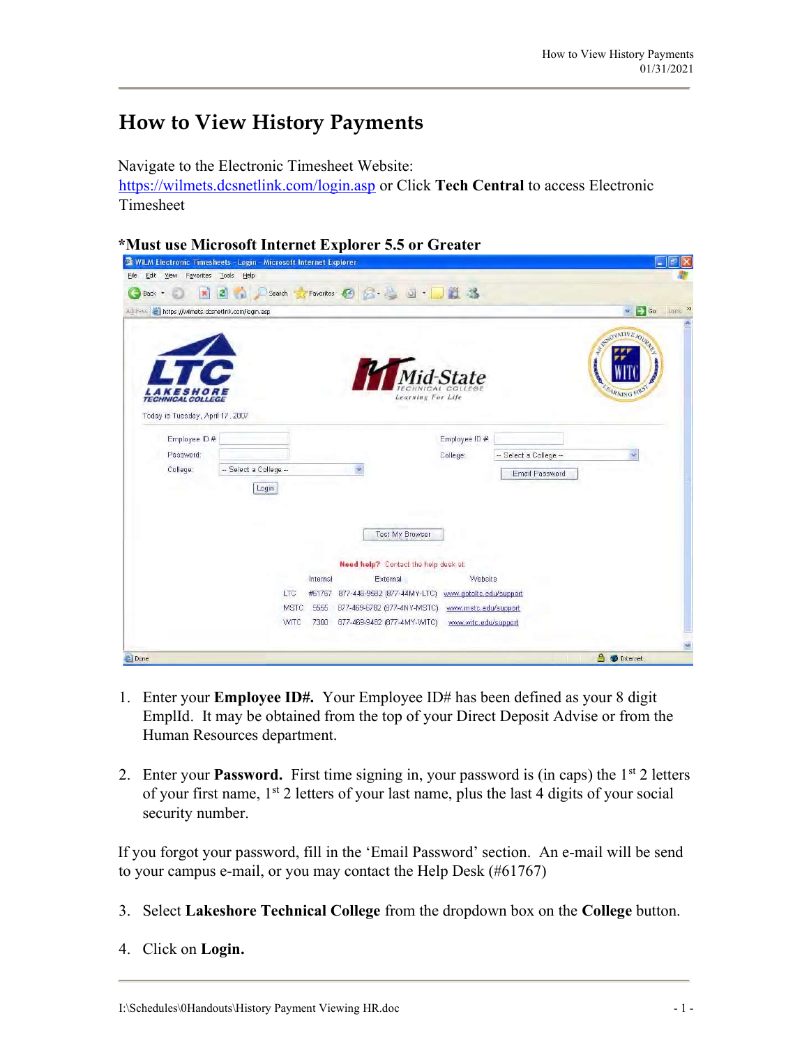# How to View History Payments

Navigate to the Electronic Timesheet Website:
https://wilmets.dcsnetlink.com/login.asp or Click **Tech Central** to access Electronic Timesheet

**\*Must use Microsoft Internet Explorer 5.5 or Greater**

1. Enter your **Employee ID#.** Your Employee ID# has been defined as your 8 digit EmplId. It may be obtained from the top of your Direct Deposit Advise or from the Human Resources department.

2. Enter your **Password.** First time signing in, your password is (in caps) the 1st 2 letters of your first name, 1st 2 letters of your last name, plus the last 4 digits of your social security number.

If you forgot your password, fill in the 'Email Password' section. An e-mail will be send to your campus e-mail, or you may contact the Help Desk (#61767)

3. Select **Lakeshore Technical College** from the dropdown box on the **College** button.

4. Click on **Login.**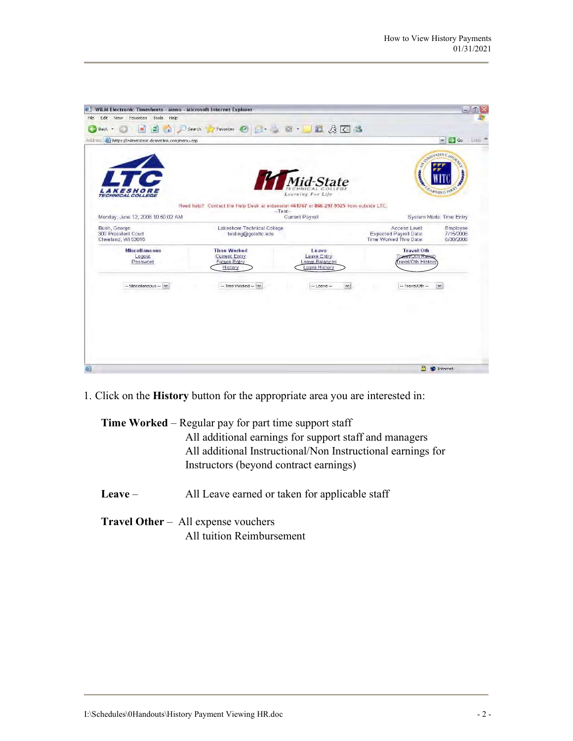1. Click on the **History** button for the appropriate area you are interested in:

**Time Worked** – Regular pay for part time support staff
All additional earnings for support staff and managers
All additional Instructional/Non Instructional earnings for Instructors (beyond contract earnings)

**Leave** – All Leave earned or taken for applicable staff

**Travel Other** – All expense vouchers
All tuition Reimbursement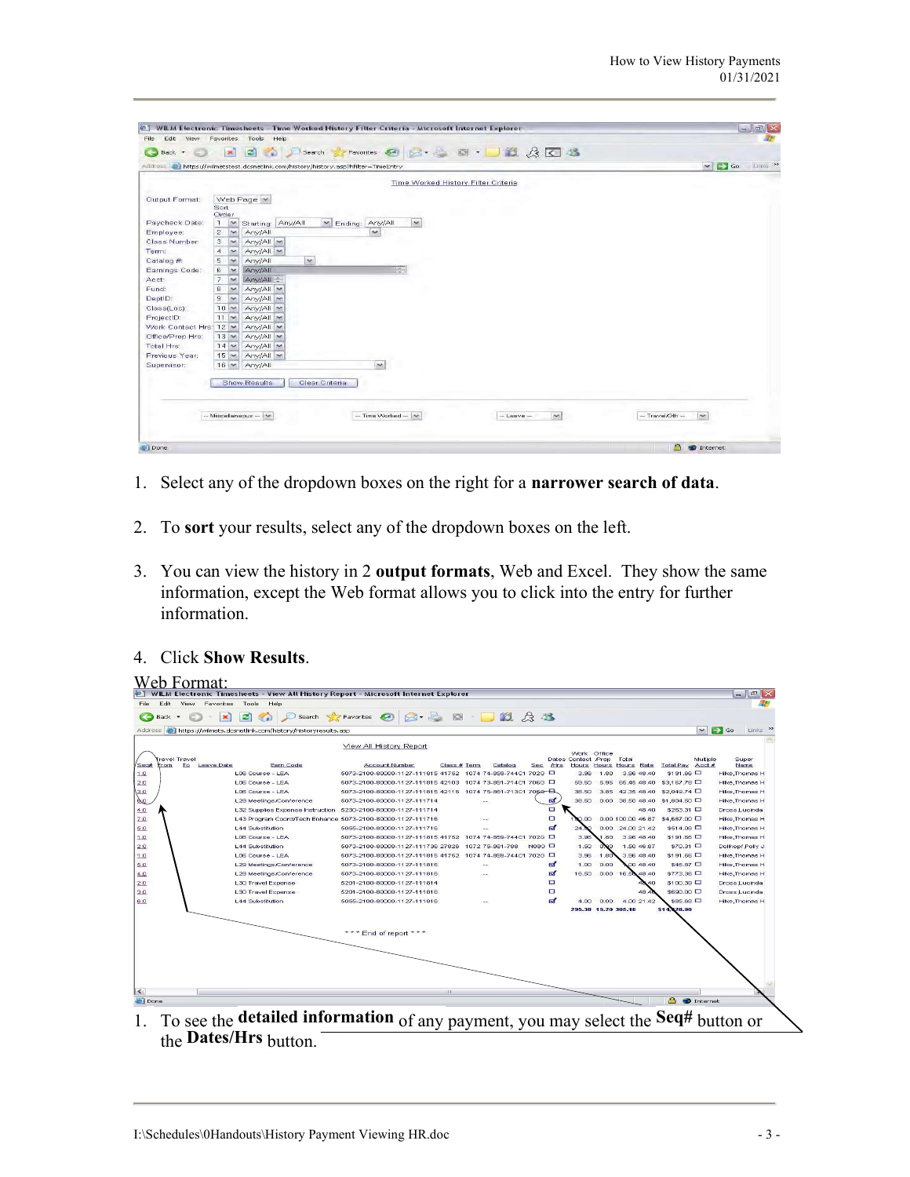1. Select any of the dropdown boxes on the right for a **narrower search of data**.

2. To **sort** your results, select any of the dropdown boxes on the left.

3. You can view the history in 2 **output formats**, Web and Excel. They show the same information, except the Web format allows you to click into the entry for further information.

4. Click **Show Results**.

Web Format:

1. To see the **detailed information** of any payment, you may select the **Seq#** button or the **Dates/Hrs** button.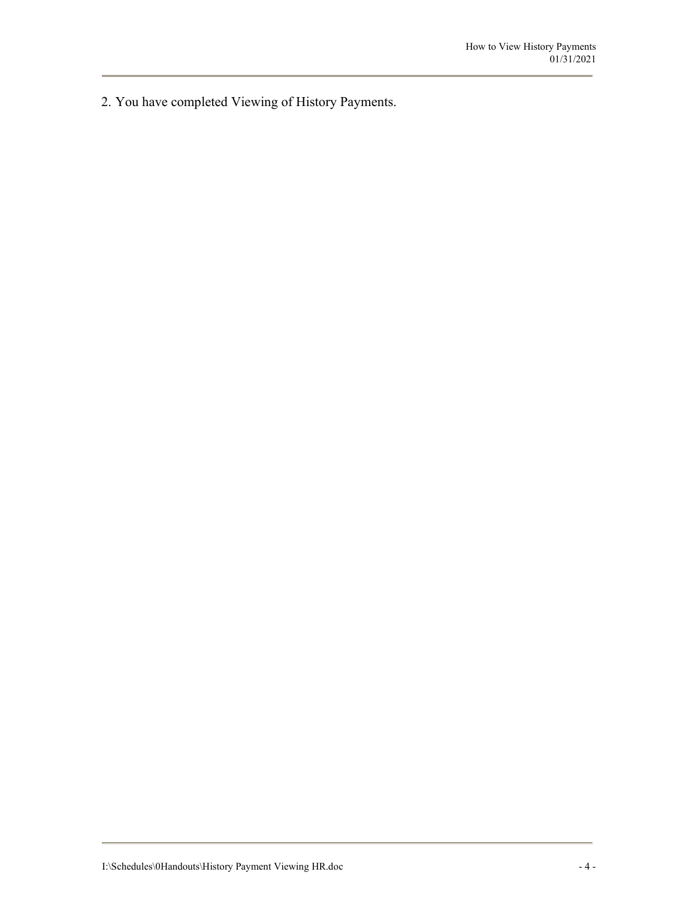2. You have completed Viewing of History Payments.